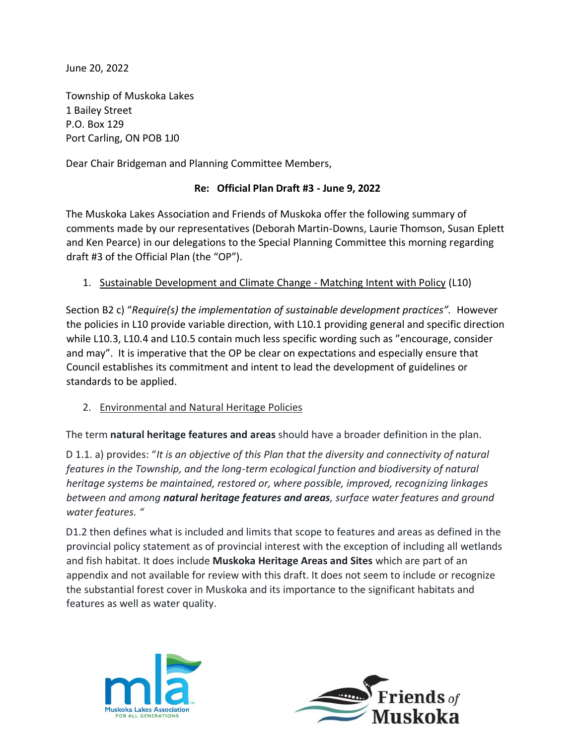June 20, 2022

Township of Muskoka Lakes
1 Bailey Street
P.O. Box 129
Port Carling, ON POB 1J0

Dear Chair Bridgeman and Planning Committee Members,

**Re: Official Plan Draft #3 - June 9, 2022**

The Muskoka Lakes Association and Friends of Muskoka offer the following summary of comments made by our representatives (Deborah Martin-Downs, Laurie Thomson, Susan Eplett and Ken Pearce) in our delegations to the Special Planning Committee this morning regarding draft #3 of the Official Plan (the "OP").

1. <u>Sustainable Development and Climate Change - Matching Intent with Policy</u> (L10)

Section B2 c) "*Require(s) the implementation of sustainable development practices".* However the policies in L10 provide variable direction, with L10.1 providing general and specific direction while L10.3, L10.4 and L10.5 contain much less specific wording such as "encourage, consider and may". It is imperative that the OP be clear on expectations and especially ensure that Council establishes its commitment and intent to lead the development of guidelines or standards to be applied.

2. <u>Environmental and Natural Heritage Policies</u>

The term **natural heritage features and areas** should have a broader definition in the plan.

D 1.1. a) provides: "*It is an objective of this Plan that the diversity and connectivity of natural features in the Township, and the long-term ecological function and biodiversity of natural heritage systems be maintained, restored or, where possible, improved, recognizing linkages between and among **natural heritage features and areas**, surface water features and ground water features.* "

D1.2 then defines what is included and limits that scope to features and areas as defined in the provincial policy statement as of provincial interest with the exception of including all wetlands and fish habitat. It does include **Muskoka Heritage Areas and Sites** which are part of an appendix and not available for review with this draft. It does not seem to include or recognize the substantial forest cover in Muskoka and its importance to the significant habitats and features as well as water quality.

mla Muskoka Lakes Association FOR ALL GENERATIONS

Friends of Muskoka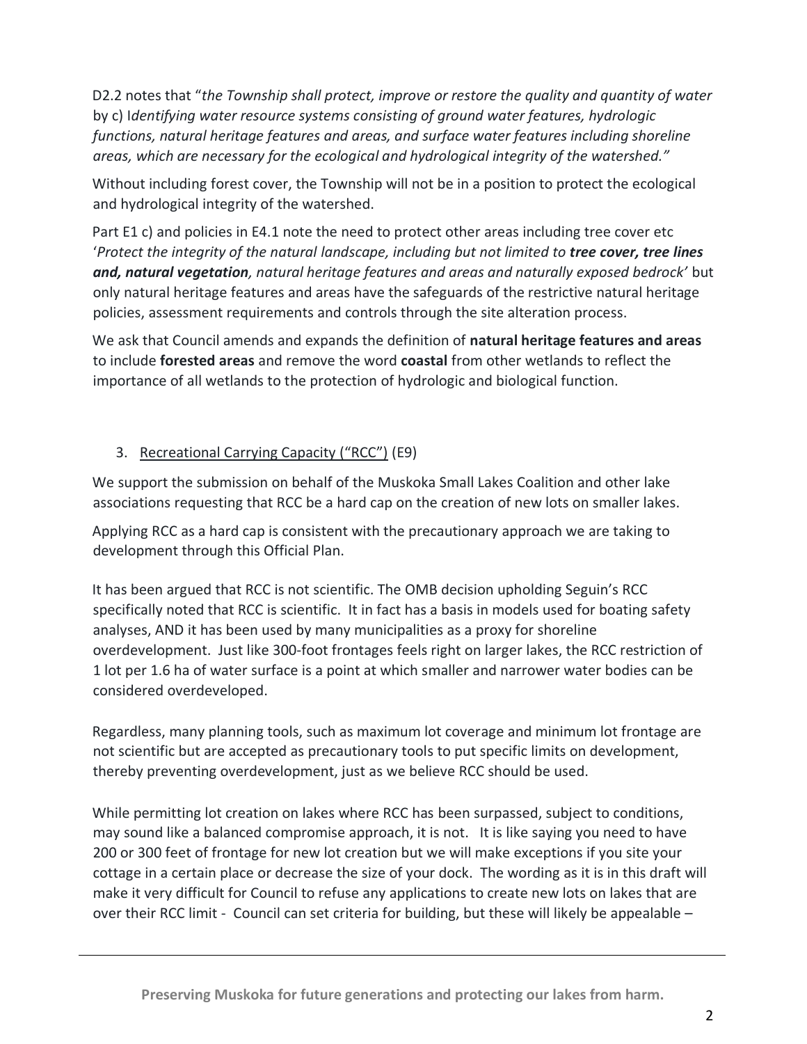D2.2 notes that "*the Township shall protect, improve or restore the quality and quantity of water* by c) I*dentifying water resource systems consisting of ground water features, hydrologic functions, natural heritage features and areas, and surface water features including shoreline areas, which are necessary for the ecological and hydrological integrity of the watershed."*

Without including forest cover, the Township will not be in a position to protect the ecological and hydrological integrity of the watershed.

Part E1 c) and policies in E4.1 note the need to protect other areas including tree cover etc '*Protect the integrity of the natural landscape, including but not limited to **tree cover, tree lines and, natural vegetation**, natural heritage features and areas and naturally exposed bedrock'* but only natural heritage features and areas have the safeguards of the restrictive natural heritage policies, assessment requirements and controls through the site alteration process.

We ask that Council amends and expands the definition of **natural heritage features and areas** to include **forested areas** and remove the word **coastal** from other wetlands to reflect the importance of all wetlands to the protection of hydrologic and biological function.

3. Recreational Carrying Capacity ("RCC") (E9)

We support the submission on behalf of the Muskoka Small Lakes Coalition and other lake associations requesting that RCC be a hard cap on the creation of new lots on smaller lakes.

Applying RCC as a hard cap is consistent with the precautionary approach we are taking to development through this Official Plan.

It has been argued that RCC is not scientific. The OMB decision upholding Seguin's RCC specifically noted that RCC is scientific. It in fact has a basis in models used for boating safety analyses, AND it has been used by many municipalities as a proxy for shoreline overdevelopment. Just like 300-foot frontages feels right on larger lakes, the RCC restriction of 1 lot per 1.6 ha of water surface is a point at which smaller and narrower water bodies can be considered overdeveloped.

Regardless, many planning tools, such as maximum lot coverage and minimum lot frontage are not scientific but are accepted as precautionary tools to put specific limits on development, thereby preventing overdevelopment, just as we believe RCC should be used.

While permitting lot creation on lakes where RCC has been surpassed, subject to conditions, may sound like a balanced compromise approach, it is not. It is like saying you need to have 200 or 300 feet of frontage for new lot creation but we will make exceptions if you site your cottage in a certain place or decrease the size of your dock. The wording as it is in this draft will make it very difficult for Council to refuse any applications to create new lots on lakes that are over their RCC limit - Council can set criteria for building, but these will likely be appealable –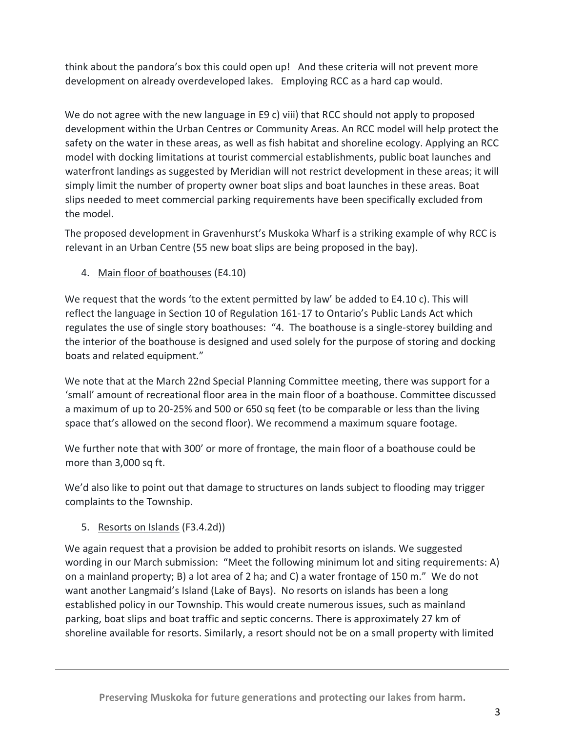think about the pandora's box this could open up! And these criteria will not prevent more development on already overdeveloped lakes. Employing RCC as a hard cap would.

We do not agree with the new language in E9 c) viii) that RCC should not apply to proposed development within the Urban Centres or Community Areas. An RCC model will help protect the safety on the water in these areas, as well as fish habitat and shoreline ecology. Applying an RCC model with docking limitations at tourist commercial establishments, public boat launches and waterfront landings as suggested by Meridian will not restrict development in these areas; it will simply limit the number of property owner boat slips and boat launches in these areas. Boat slips needed to meet commercial parking requirements have been specifically excluded from the model.

The proposed development in Gravenhurst's Muskoka Wharf is a striking example of why RCC is relevant in an Urban Centre (55 new boat slips are being proposed in the bay).

4. Main floor of boathouses (E4.10)

We request that the words 'to the extent permitted by law' be added to E4.10 c). This will reflect the language in Section 10 of Regulation 161-17 to Ontario's Public Lands Act which regulates the use of single story boathouses: "4. The boathouse is a single-storey building and the interior of the boathouse is designed and used solely for the purpose of storing and docking boats and related equipment."

We note that at the March 22nd Special Planning Committee meeting, there was support for a 'small' amount of recreational floor area in the main floor of a boathouse. Committee discussed a maximum of up to 20-25% and 500 or 650 sq feet (to be comparable or less than the living space that's allowed on the second floor). We recommend a maximum square footage.

We further note that with 300' or more of frontage, the main floor of a boathouse could be more than 3,000 sq ft.

We'd also like to point out that damage to structures on lands subject to flooding may trigger complaints to the Township.

5. Resorts on Islands (F3.4.2d))

We again request that a provision be added to prohibit resorts on islands. We suggested wording in our March submission: "Meet the following minimum lot and siting requirements: A) on a mainland property; B) a lot area of 2 ha; and C) a water frontage of 150 m." We do not want another Langmaid's Island (Lake of Bays). No resorts on islands has been a long established policy in our Township. This would create numerous issues, such as mainland parking, boat slips and boat traffic and septic concerns. There is approximately 27 km of shoreline available for resorts. Similarly, a resort should not be on a small property with limited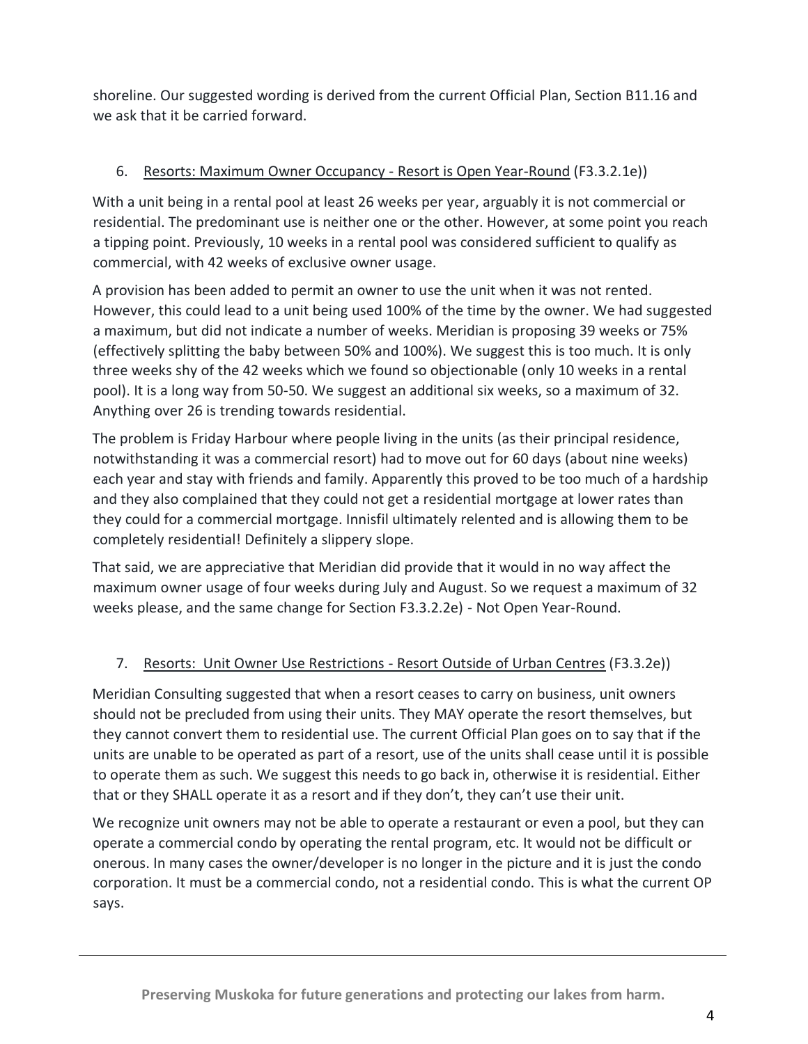shoreline. Our suggested wording is derived from the current Official Plan, Section B11.16 and we ask that it be carried forward.

6. <u>Resorts: Maximum Owner Occupancy - Resort is Open Year-Round</u> (F3.3.2.1e))

With a unit being in a rental pool at least 26 weeks per year, arguably it is not commercial or residential. The predominant use is neither one or the other. However, at some point you reach a tipping point. Previously, 10 weeks in a rental pool was considered sufficient to qualify as commercial, with 42 weeks of exclusive owner usage.

A provision has been added to permit an owner to use the unit when it was not rented. However, this could lead to a unit being used 100% of the time by the owner. We had suggested a maximum, but did not indicate a number of weeks. Meridian is proposing 39 weeks or 75% (effectively splitting the baby between 50% and 100%). We suggest this is too much. It is only three weeks shy of the 42 weeks which we found so objectionable (only 10 weeks in a rental pool). It is a long way from 50-50. We suggest an additional six weeks, so a maximum of 32. Anything over 26 is trending towards residential.

The problem is Friday Harbour where people living in the units (as their principal residence, notwithstanding it was a commercial resort) had to move out for 60 days (about nine weeks) each year and stay with friends and family. Apparently this proved to be too much of a hardship and they also complained that they could not get a residential mortgage at lower rates than they could for a commercial mortgage. Innisfil ultimately relented and is allowing them to be completely residential! Definitely a slippery slope.

That said, we are appreciative that Meridian did provide that it would in no way affect the maximum owner usage of four weeks during July and August. So we request a maximum of 32 weeks please, and the same change for Section F3.3.2.2e) - Not Open Year-Round.

7. <u>Resorts: Unit Owner Use Restrictions - Resort Outside of Urban Centres</u> (F3.3.2e))

Meridian Consulting suggested that when a resort ceases to carry on business, unit owners should not be precluded from using their units. They MAY operate the resort themselves, but they cannot convert them to residential use. The current Official Plan goes on to say that if the units are unable to be operated as part of a resort, use of the units shall cease until it is possible to operate them as such. We suggest this needs to go back in, otherwise it is residential. Either that or they SHALL operate it as a resort and if they don't, they can't use their unit.

We recognize unit owners may not be able to operate a restaurant or even a pool, but they can operate a commercial condo by operating the rental program, etc. It would not be difficult or onerous. In many cases the owner/developer is no longer in the picture and it is just the condo corporation. It must be a commercial condo, not a residential condo. This is what the current OP says.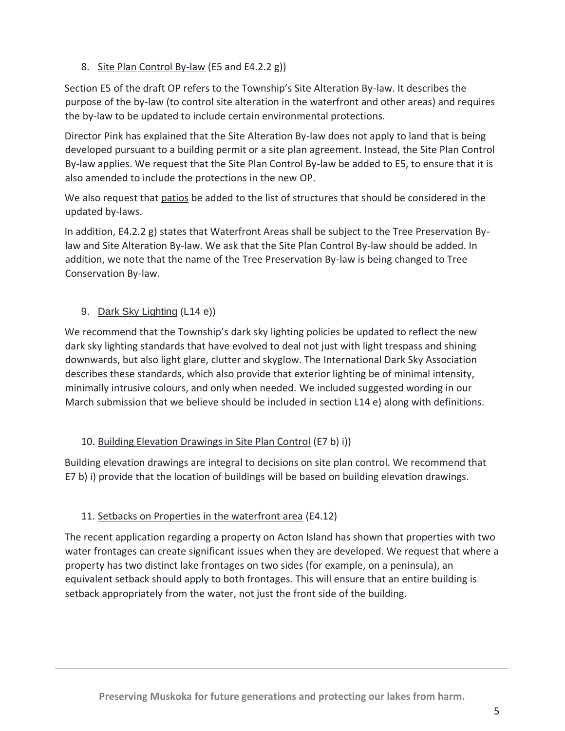8. Site Plan Control By-law (E5 and E4.2.2 g))

Section E5 of the draft OP refers to the Township's Site Alteration By-law. It describes the purpose of the by-law (to control site alteration in the waterfront and other areas) and requires the by-law to be updated to include certain environmental protections.

Director Pink has explained that the Site Alteration By-law does not apply to land that is being developed pursuant to a building permit or a site plan agreement. Instead, the Site Plan Control By-law applies. We request that the Site Plan Control By-law be added to E5, to ensure that it is also amended to include the protections in the new OP.

We also request that patios be added to the list of structures that should be considered in the updated by-laws.

In addition, E4.2.2 g) states that Waterfront Areas shall be subject to the Tree Preservation By-law and Site Alteration By-law. We ask that the Site Plan Control By-law should be added. In addition, we note that the name of the Tree Preservation By-law is being changed to Tree Conservation By-law.

9. Dark Sky Lighting (L14 e))

We recommend that the Township's dark sky lighting policies be updated to reflect the new dark sky lighting standards that have evolved to deal not just with light trespass and shining downwards, but also light glare, clutter and skyglow. The International Dark Sky Association describes these standards, which also provide that exterior lighting be of minimal intensity, minimally intrusive colours, and only when needed. We included suggested wording in our March submission that we believe should be included in section L14 e) along with definitions.

10. Building Elevation Drawings in Site Plan Control (E7 b) i))

Building elevation drawings are integral to decisions on site plan control. We recommend that E7 b) i) provide that the location of buildings will be based on building elevation drawings.

11. Setbacks on Properties in the waterfront area (E4.12)

The recent application regarding a property on Acton Island has shown that properties with two water frontages can create significant issues when they are developed. We request that where a property has two distinct lake frontages on two sides (for example, on a peninsula), an equivalent setback should apply to both frontages. This will ensure that an entire building is setback appropriately from the water, not just the front side of the building.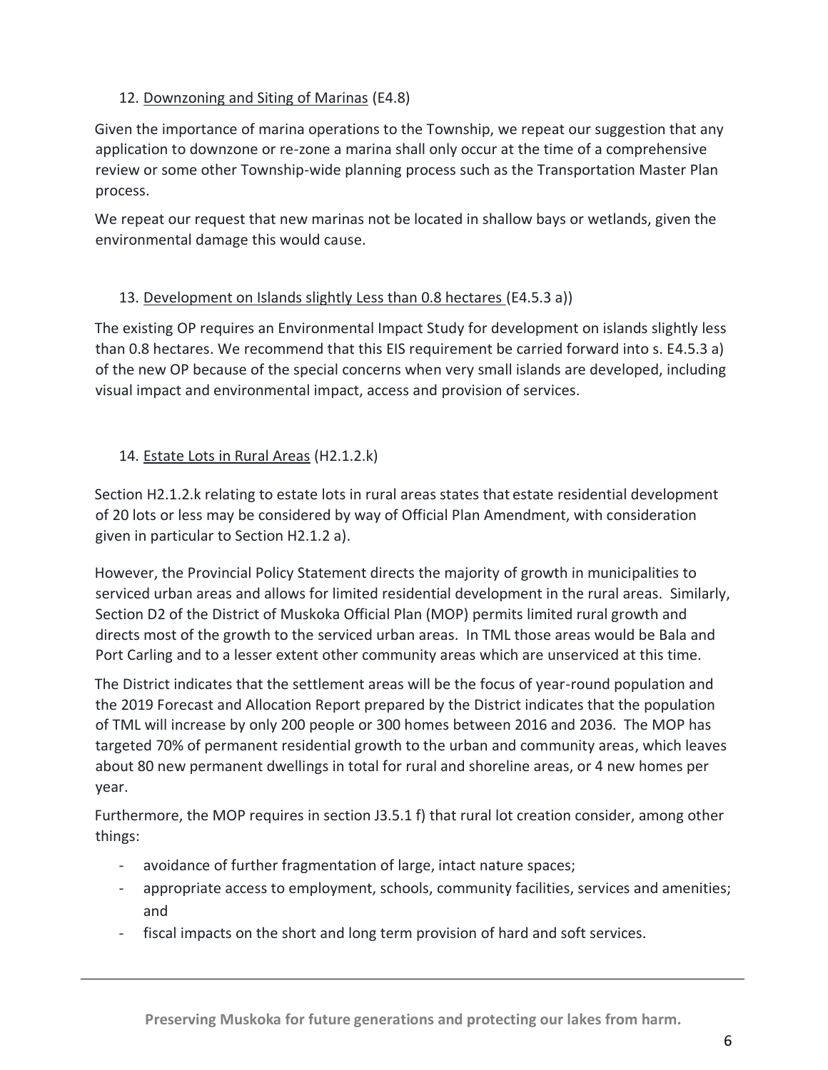12. Downzoning and Siting of Marinas (E4.8)

Given the importance of marina operations to the Township, we repeat our suggestion that any application to downzone or re-zone a marina shall only occur at the time of a comprehensive review or some other Township-wide planning process such as the Transportation Master Plan process.

We repeat our request that new marinas not be located in shallow bays or wetlands, given the environmental damage this would cause.

13. Development on Islands slightly Less than 0.8 hectares (E4.5.3 a))

The existing OP requires an Environmental Impact Study for development on islands slightly less than 0.8 hectares. We recommend that this EIS requirement be carried forward into s. E4.5.3 a) of the new OP because of the special concerns when very small islands are developed, including visual impact and environmental impact, access and provision of services.

14. Estate Lots in Rural Areas (H2.1.2.k)

Section H2.1.2.k relating to estate lots in rural areas states that estate residential development of 20 lots or less may be considered by way of Official Plan Amendment, with consideration given in particular to Section H2.1.2 a).

However, the Provincial Policy Statement directs the majority of growth in municipalities to serviced urban areas and allows for limited residential development in the rural areas. Similarly, Section D2 of the District of Muskoka Official Plan (MOP) permits limited rural growth and directs most of the growth to the serviced urban areas. In TML those areas would be Bala and Port Carling and to a lesser extent other community areas which are unserviced at this time.

The District indicates that the settlement areas will be the focus of year-round population and the 2019 Forecast and Allocation Report prepared by the District indicates that the population of TML will increase by only 200 people or 300 homes between 2016 and 2036. The MOP has targeted 70% of permanent residential growth to the urban and community areas, which leaves about 80 new permanent dwellings in total for rural and shoreline areas, or 4 new homes per year.

Furthermore, the MOP requires in section J3.5.1 f) that rural lot creation consider, among other things:

- avoidance of further fragmentation of large, intact nature spaces;
- appropriate access to employment, schools, community facilities, services and amenities; and
- fiscal impacts on the short and long term provision of hard and soft services.

**Preserving Muskoka for future generations and protecting our lakes from harm.**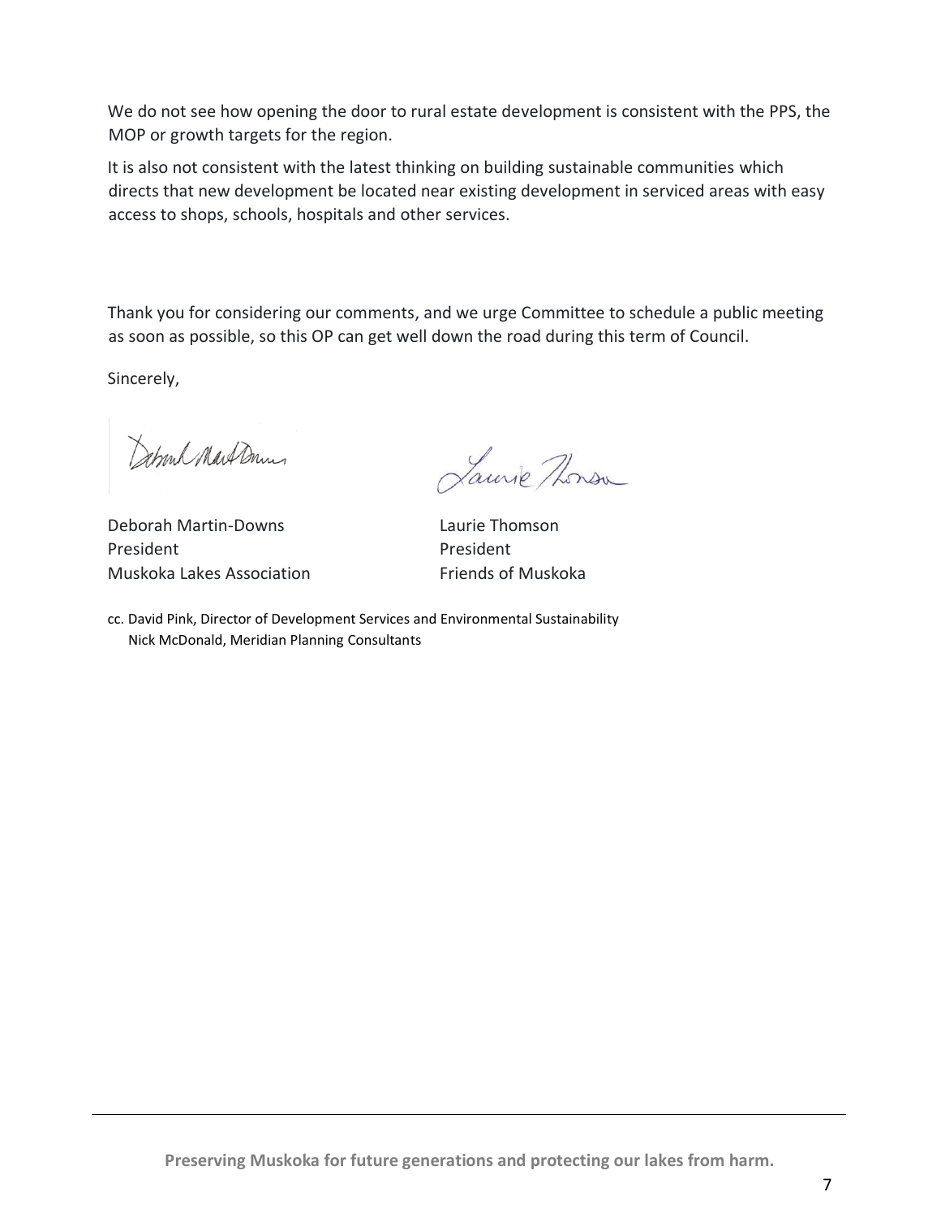We do not see how opening the door to rural estate development is consistent with the PPS, the MOP or growth targets for the region.

It is also not consistent with the latest thinking on building sustainable communities which directs that new development be located near existing development in serviced areas with easy access to shops, schools, hospitals and other services.

Thank you for considering our comments, and we urge Committee to schedule a public meeting as soon as possible, so this OP can get well down the road during this term of Council.

Sincerely,

| | |
|---|---|
| Deborah Martin-Downs | Laurie Thomson |
| President | President |
| Muskoka Lakes Association | Friends of Muskoka |

cc. David Pink, Director of Development Services and Environmental Sustainability
Nick McDonald, Meridian Planning Consultants

**Preserving Muskoka for future generations and protecting our lakes from harm.**